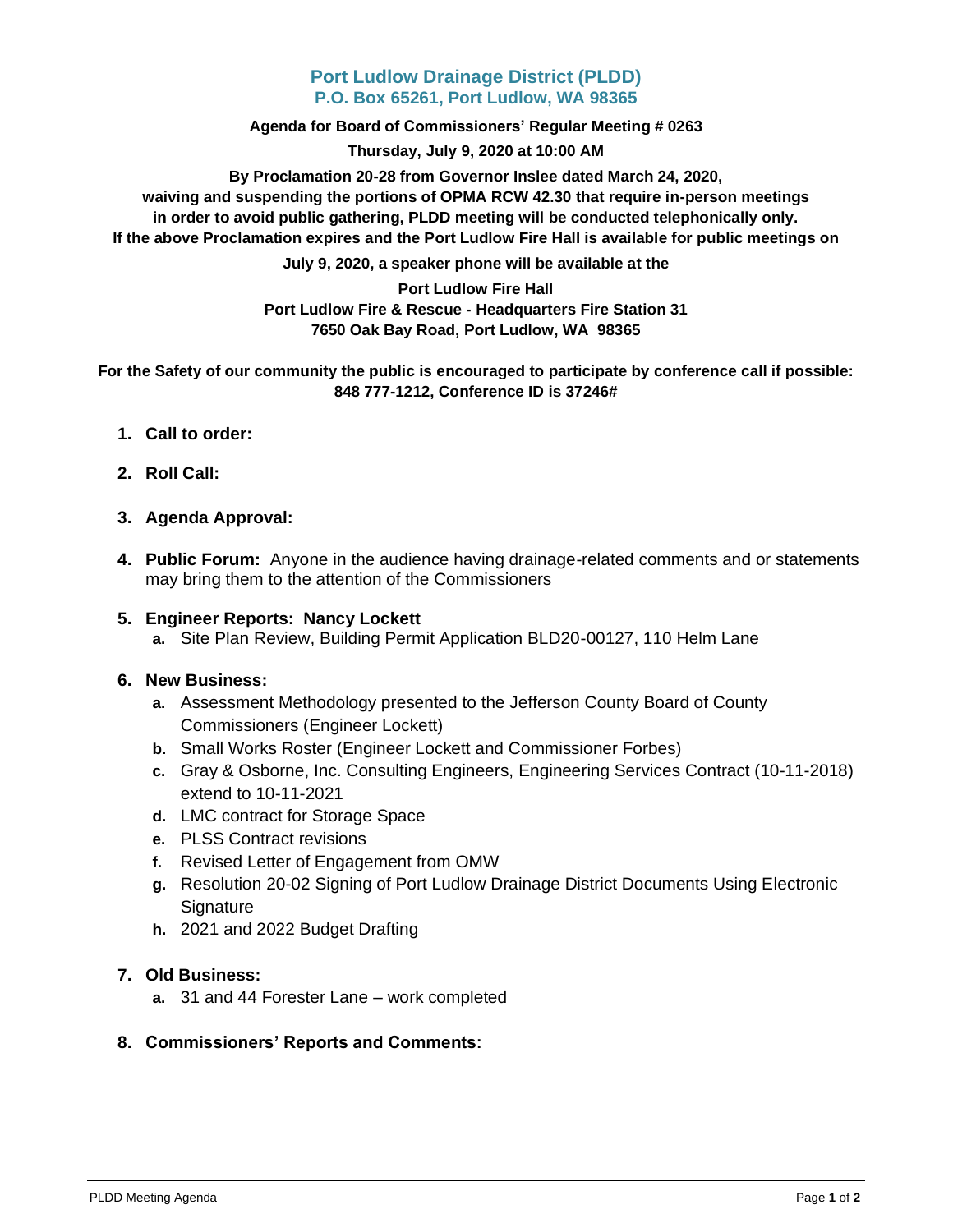# Port Ludlow Drainage District (PLDD)

## P.O. Box 65261, Port Ludlow, WA 98365

**Agenda for Board of Commissioners' Regular Meeting # 0263**

**Thursday, July 9, 2020 at 10:00 AM**

**By Proclamation 20-28 from Governor Inslee dated March 24, 2020, waiving and suspending the portions of OPMA RCW 42.30 that require in-person meetings in order to avoid public gathering, PLDD meeting will be conducted telephonically only. If the above Proclamation expires and the Port Ludlow Fire Hall is available for public meetings on July 9, 2020, a speaker phone will be available at the**

**Port Ludlow Fire Hall**
**Port Ludlow Fire & Rescue - Headquarters Fire Station 31**
**7650 Oak Bay Road, Port Ludlow, WA 98365**

**For the Safety of our community the public is encouraged to participate by conference call if possible: 848 777-1212, Conference ID is 37246#**

1. **Call to order:**
2. **Roll Call:**
3. **Agenda Approval:**
4. **Public Forum:** Anyone in the audience having drainage-related comments and or statements may bring them to the attention of the Commissioners
5. **Engineer Reports: Nancy Lockett**
   a. Site Plan Review, Building Permit Application BLD20-00127, 110 Helm Lane
6. **New Business:**
   a. Assessment Methodology presented to the Jefferson County Board of County Commissioners (Engineer Lockett)
   b. Small Works Roster (Engineer Lockett and Commissioner Forbes)
   c. Gray & Osborne, Inc. Consulting Engineers, Engineering Services Contract (10-11-2018) extend to 10-11-2021
   d. LMC contract for Storage Space
   e. PLSS Contract revisions
   f. Revised Letter of Engagement from OMW
   g. Resolution 20-02 Signing of Port Ludlow Drainage District Documents Using Electronic Signature
   h. 2021 and 2022 Budget Drafting
7. **Old Business:**
   a. 31 and 44 Forester Lane – work completed
8. **Commissioners' Reports and Comments:**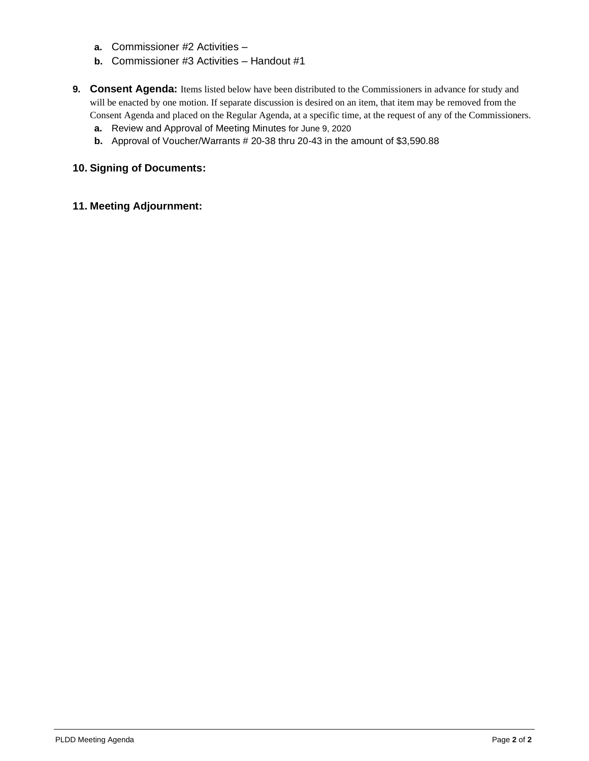a. Commissioner #2 Activities –
   b. Commissioner #3 Activities – Handout #1

9. **Consent Agenda:** Items listed below have been distributed to the Commissioners in advance for study and will be enacted by one motion. If separate discussion is desired on an item, that item may be removed from the Consent Agenda and placed on the Regular Agenda, at a specific time, at the request of any of the Commissioners.
   a. Review and Approval of Meeting Minutes for June 9, 2020
   b. Approval of Voucher/Warrants # 20-38 thru 20-43 in the amount of $3,590.88

10. **Signing of Documents:**

11. **Meeting Adjournment:**